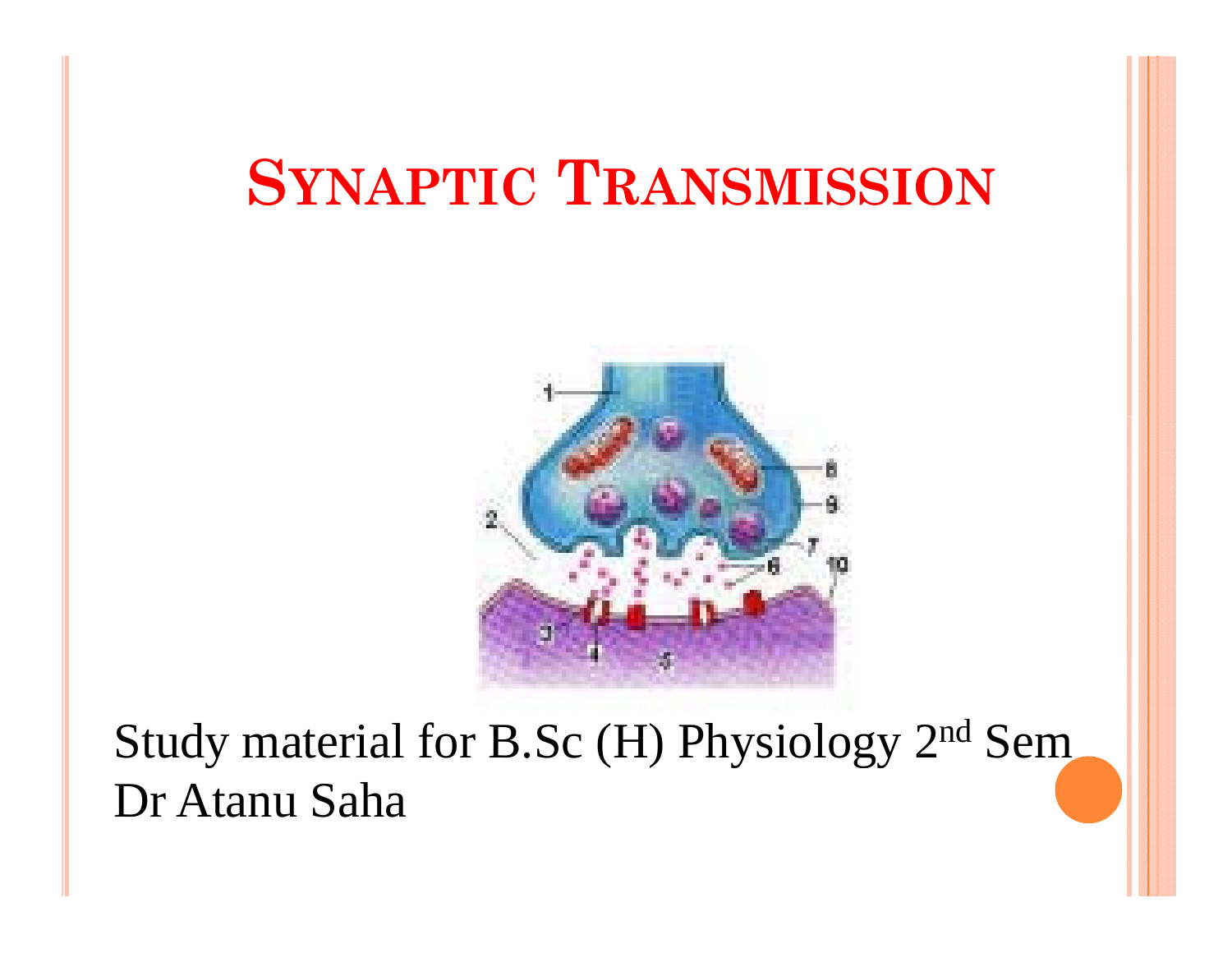# SYNAPTIC TRANSMISSION

Study material for B.Sc (H) Physiology 2nd Sem
Dr Atanu Saha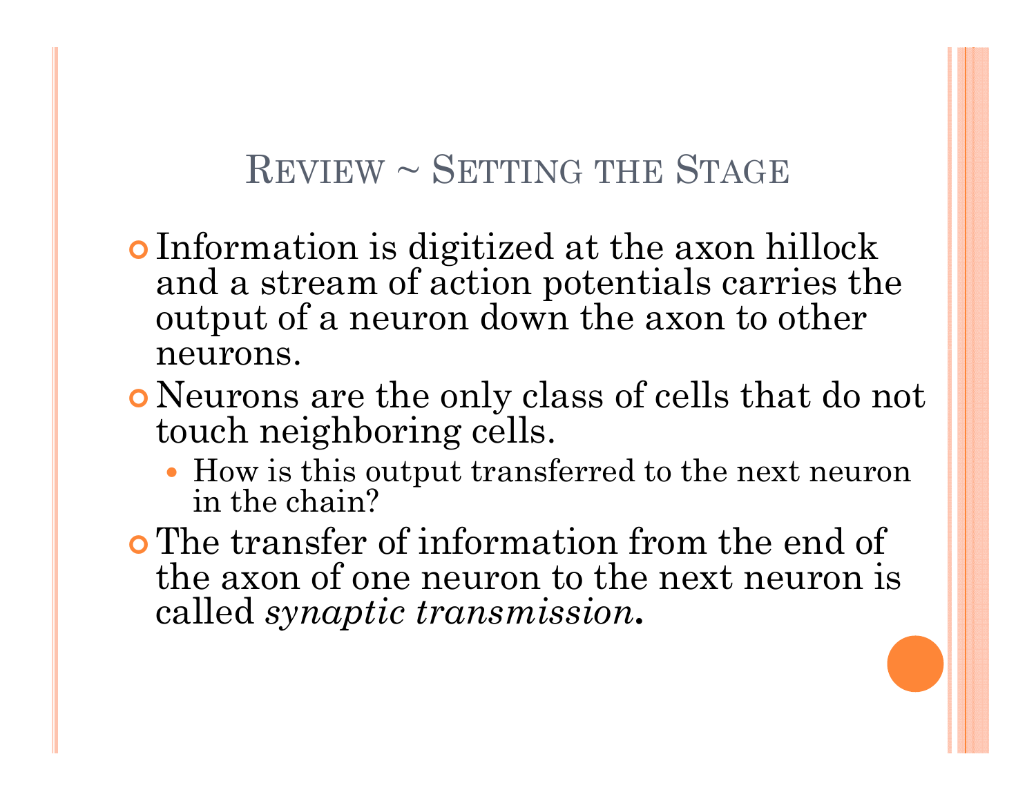## Review ~ Setting the Stage

- Information is digitized at the axon hillock and a stream of action potentials carries the output of a neuron down the axon to other neurons.
- Neurons are the only class of cells that do not touch neighboring cells.
  - How is this output transferred to the next neuron in the chain?
- The transfer of information from the end of the axon of one neuron to the next neuron is called *synaptic transmission*.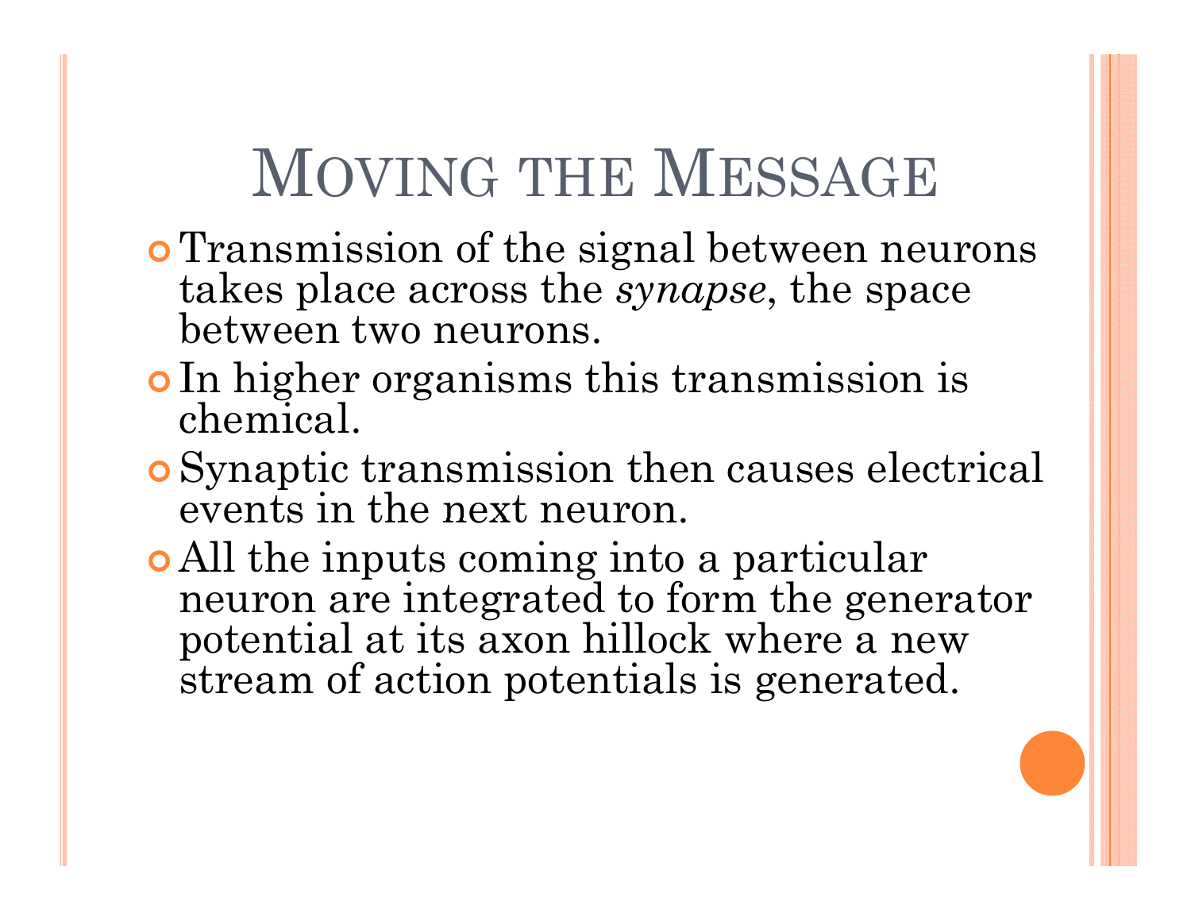# Moving the Message

- Transmission of the signal between neurons takes place across the *synapse*, the space between two neurons.
- In higher organisms this transmission is chemical.
- Synaptic transmission then causes electrical events in the next neuron.
- All the inputs coming into a particular neuron are integrated to form the generator potential at its axon hillock where a new stream of action potentials is generated.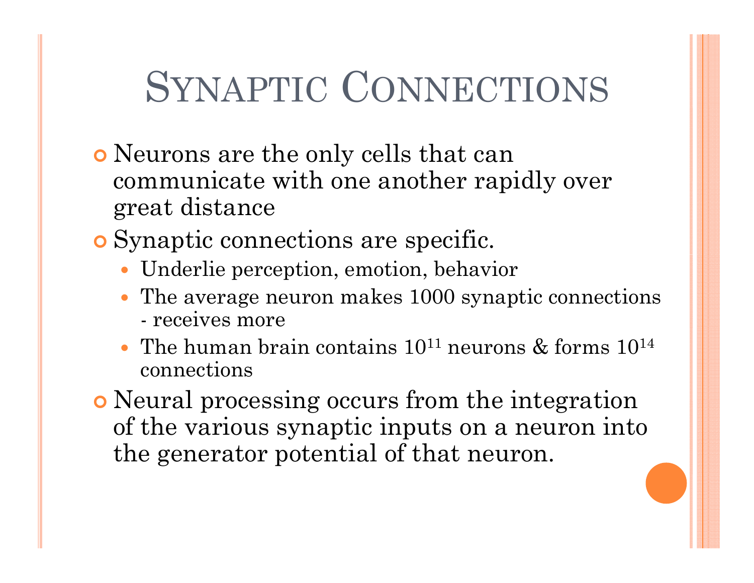# Synaptic Connections

- Neurons are the only cells that can communicate with one another rapidly over great distance
- Synaptic connections are specific.
  - Underlie perception, emotion, behavior
  - The average neuron makes 1000 synaptic connections - receives more
  - The human brain contains $10^{11}$ neurons & forms $10^{14}$ connections
- Neural processing occurs from the integration of the various synaptic inputs on a neuron into the generator potential of that neuron.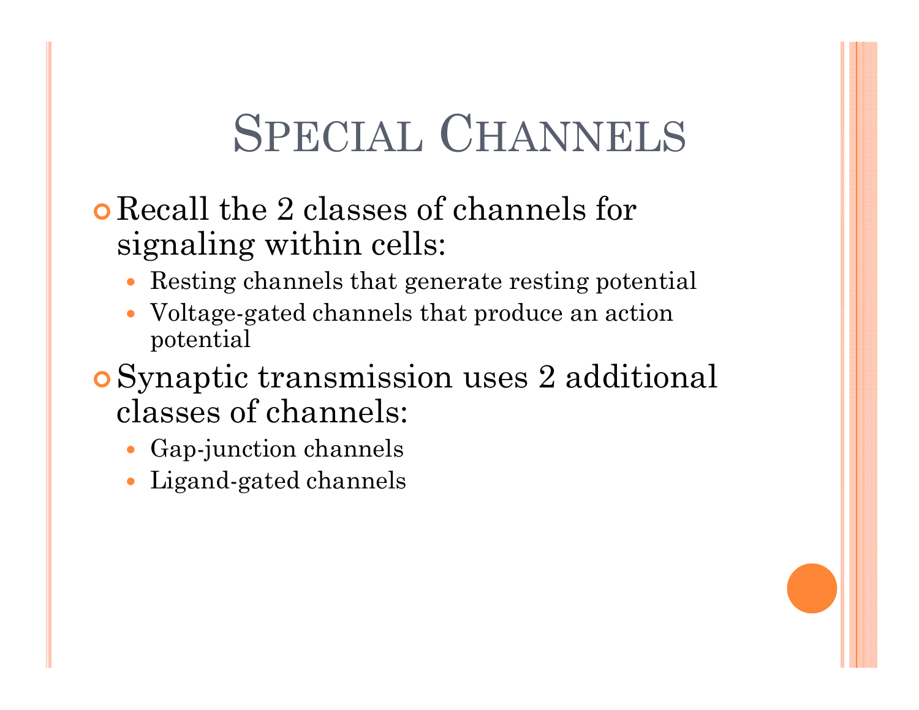# Special Channels

- Recall the 2 classes of channels for signaling within cells:
  - Resting channels that generate resting potential
  - Voltage-gated channels that produce an action potential
- Synaptic transmission uses 2 additional classes of channels:
  - Gap-junction channels
  - Ligand-gated channels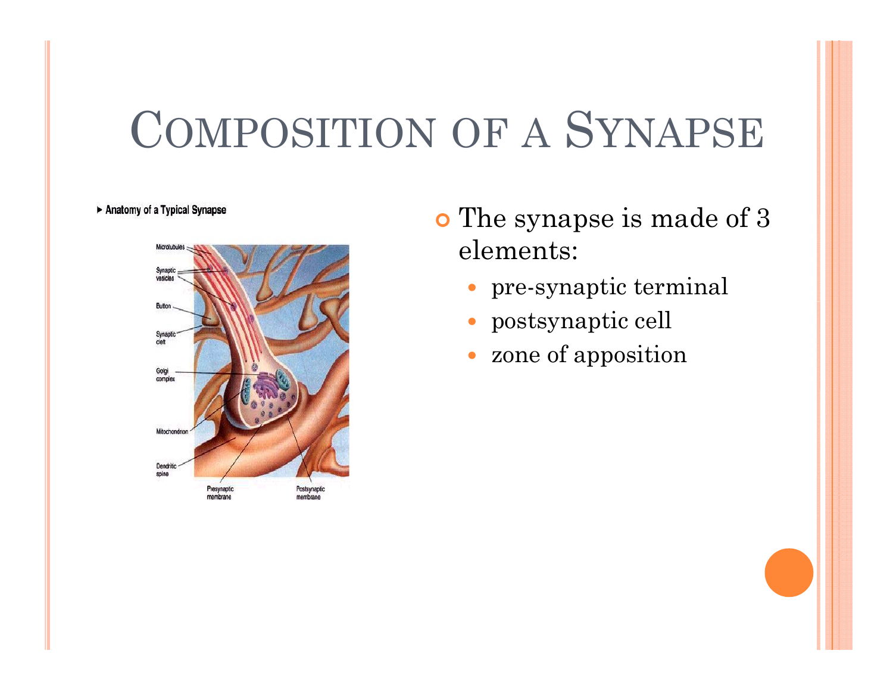# Composition of a Synapse

▸ Anatomy of a Typical Synapse

Microtubules

Synaptic vesicles

Button

Synaptic cleft

Golgi complex

Mitochondrion

Dendritic spine

Presynaptic membrane

Postsynaptic membrane

- The synapse is made of 3 elements:
  - pre-synaptic terminal
  - postsynaptic cell
  - zone of apposition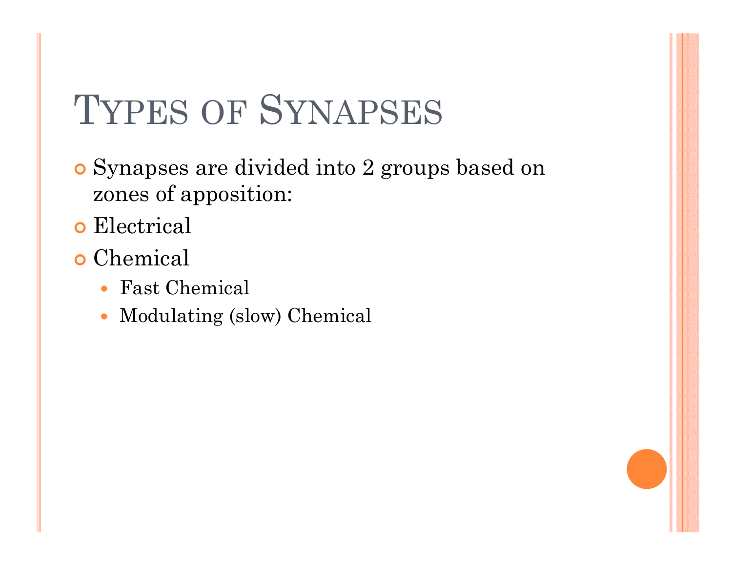# Types of Synapses

- Synapses are divided into 2 groups based on zones of apposition:
- Electrical
- Chemical
  - Fast Chemical
  - Modulating (slow) Chemical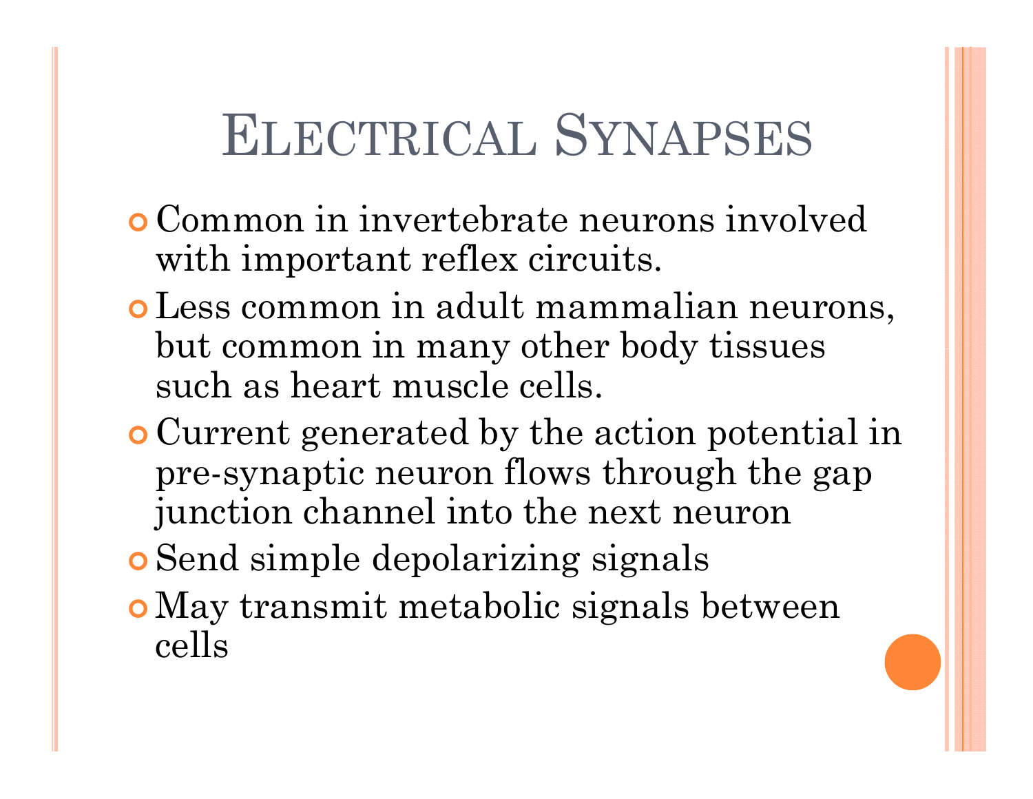# Electrical Synapses

- Common in invertebrate neurons involved with important reflex circuits.
- Less common in adult mammalian neurons, but common in many other body tissues such as heart muscle cells.
- Current generated by the action potential in pre-synaptic neuron flows through the gap junction channel into the next neuron
- Send simple depolarizing signals
- May transmit metabolic signals between cells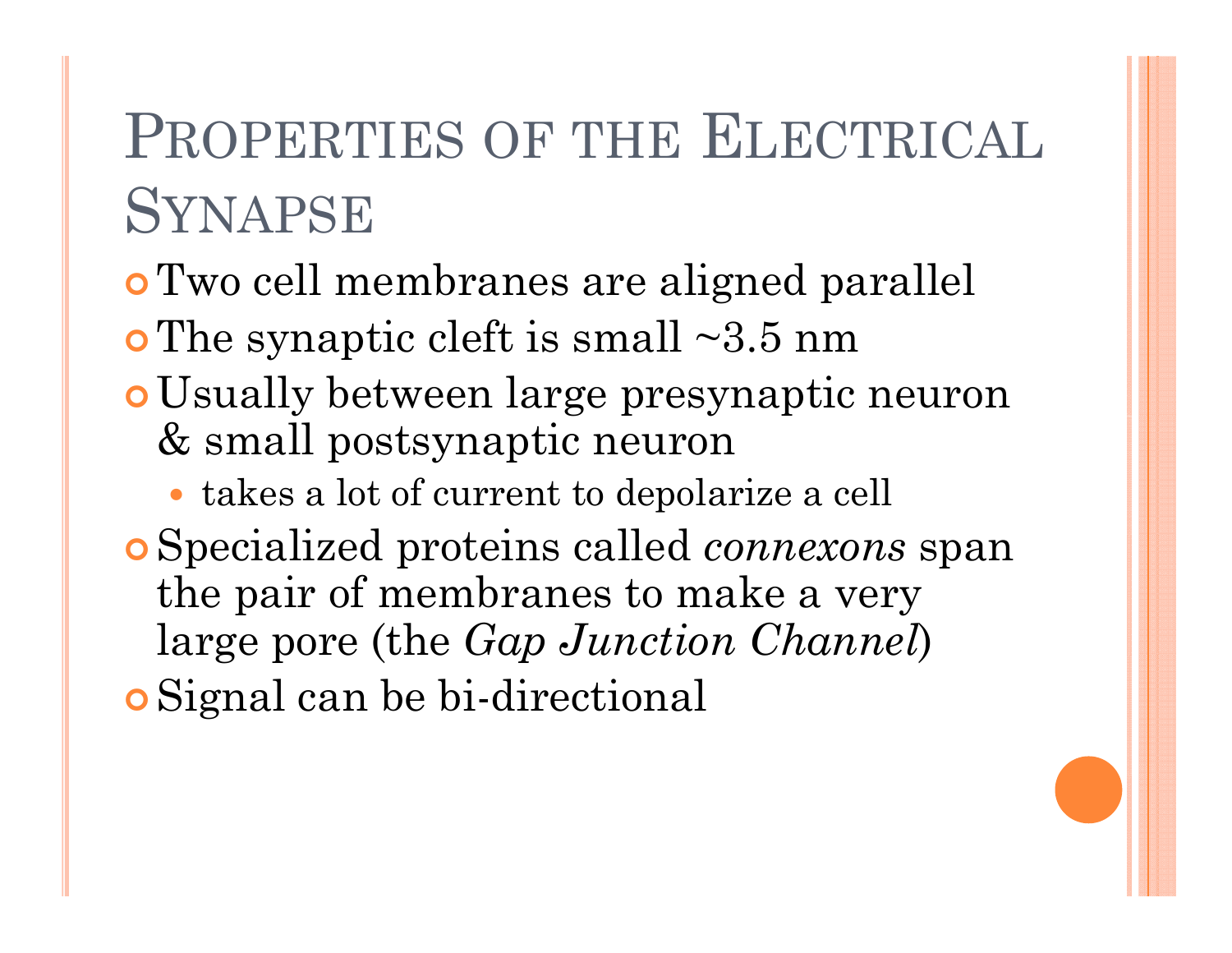# Properties of the Electrical Synapse

- Two cell membranes are aligned parallel
- The synaptic cleft is small ~3.5 nm
- Usually between large presynaptic neuron & small postsynaptic neuron
  - takes a lot of current to depolarize a cell
- Specialized proteins called *connexons* span the pair of membranes to make a very large pore (the *Gap Junction Channel*)
- Signal can be bi-directional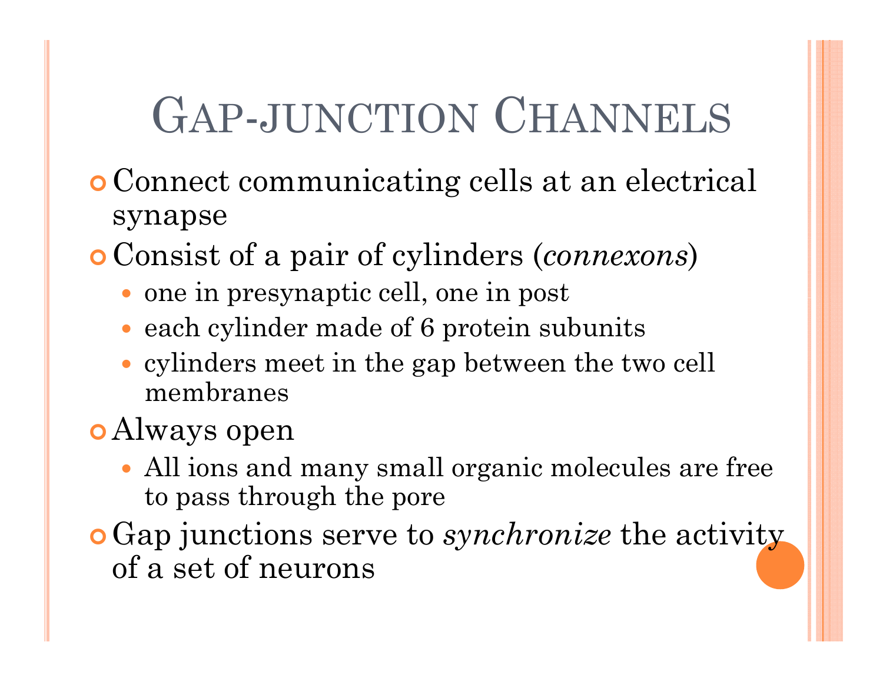# Gap-junction Channels

- Connect communicating cells at an electrical synapse
- Consist of a pair of cylinders (*connexons*)
  - one in presynaptic cell, one in post
  - each cylinder made of 6 protein subunits
  - cylinders meet in the gap between the two cell membranes
- Always open
  - All ions and many small organic molecules are free to pass through the pore
- Gap junctions serve to *synchronize* the activity of a set of neurons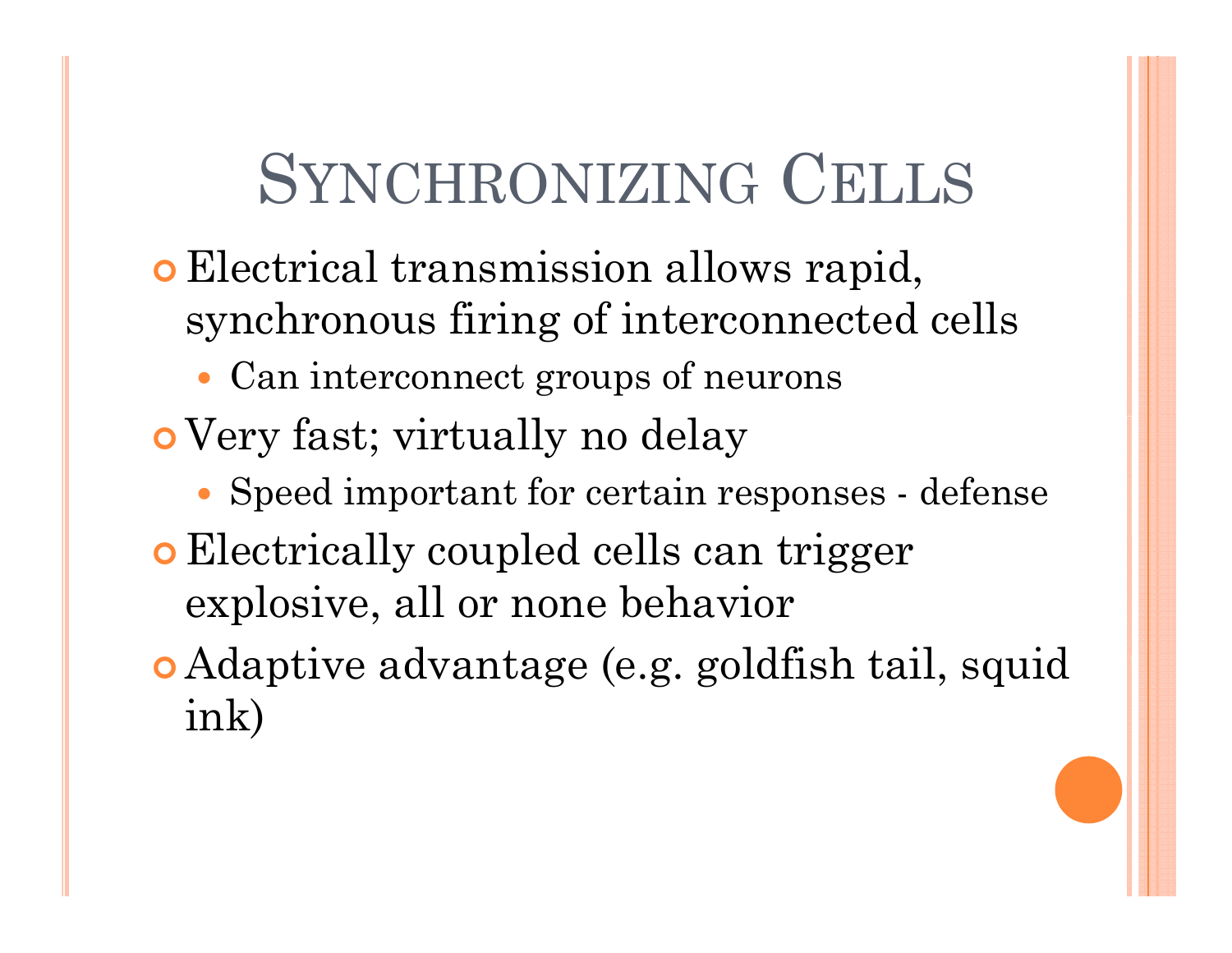# Synchronizing Cells

- Electrical transmission allows rapid, synchronous firing of interconnected cells
  - Can interconnect groups of neurons
- Very fast; virtually no delay
  - Speed important for certain responses - defense
- Electrically coupled cells can trigger explosive, all or none behavior
- Adaptive advantage (e.g. goldfish tail, squid ink)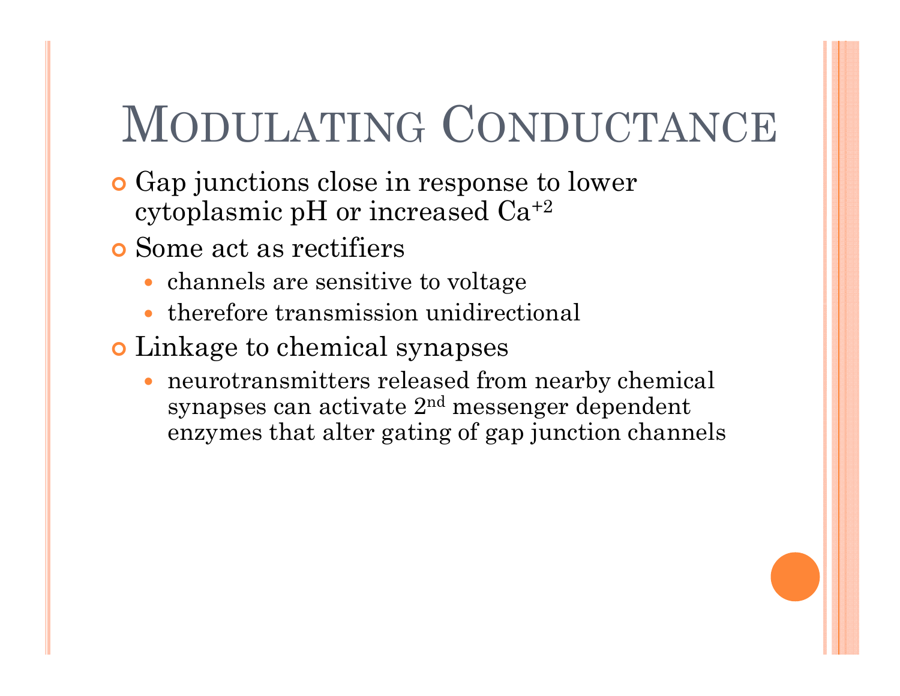# Modulating Conductance

- Gap junctions close in response to lower cytoplasmic pH or increased $Ca^{+2}$
- Some act as rectifiers
  - channels are sensitive to voltage
  - therefore transmission unidirectional
- Linkage to chemical synapses
  - neurotransmitters released from nearby chemical synapses can activate $2^{nd}$ messenger dependent enzymes that alter gating of gap junction channels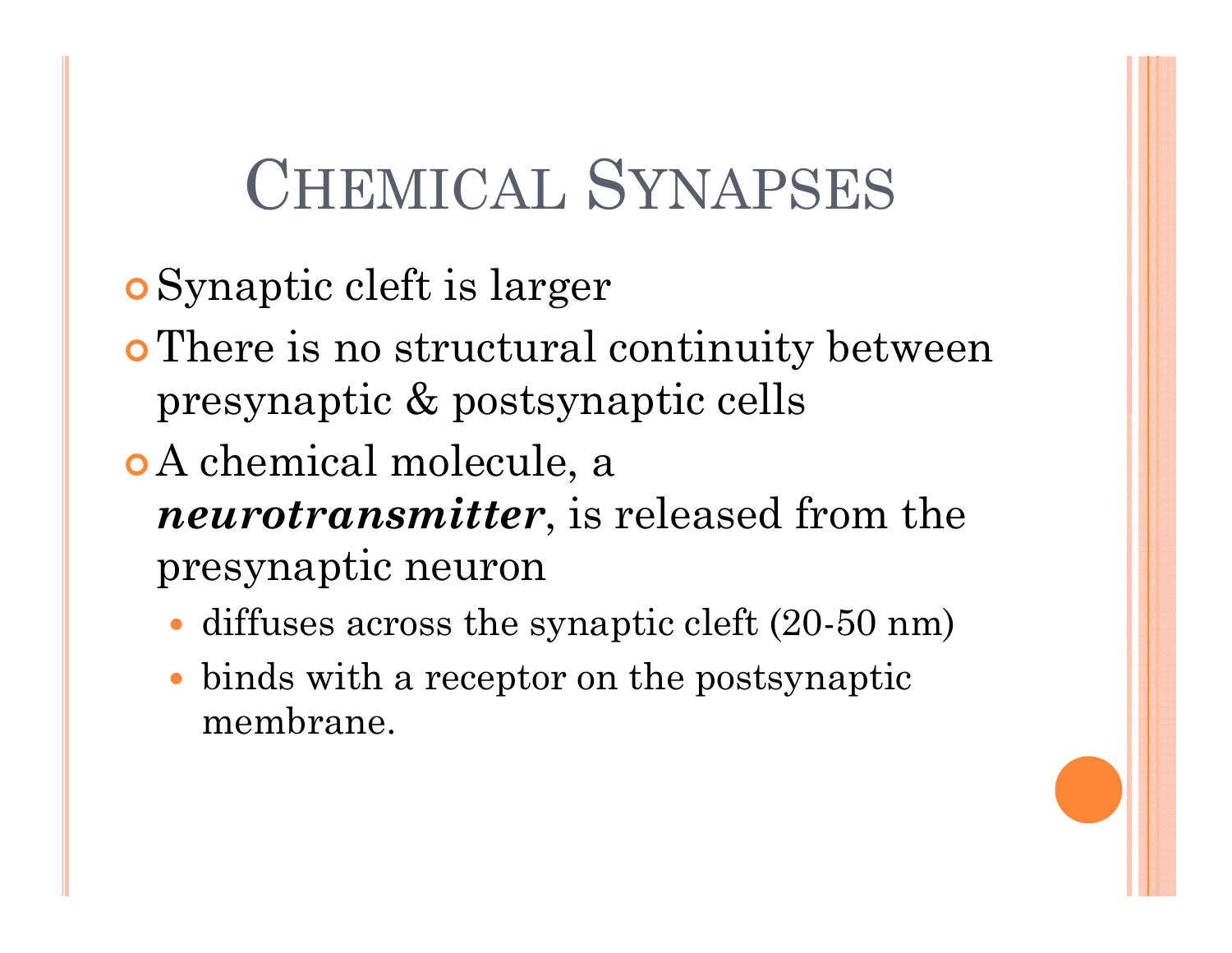# Chemical Synapses

- Synaptic cleft is larger
- There is no structural continuity between presynaptic & postsynaptic cells
- A chemical molecule, a ***neurotransmitter***, is released from the presynaptic neuron
  - diffuses across the synaptic cleft (20-50 nm)
  - binds with a receptor on the postsynaptic membrane.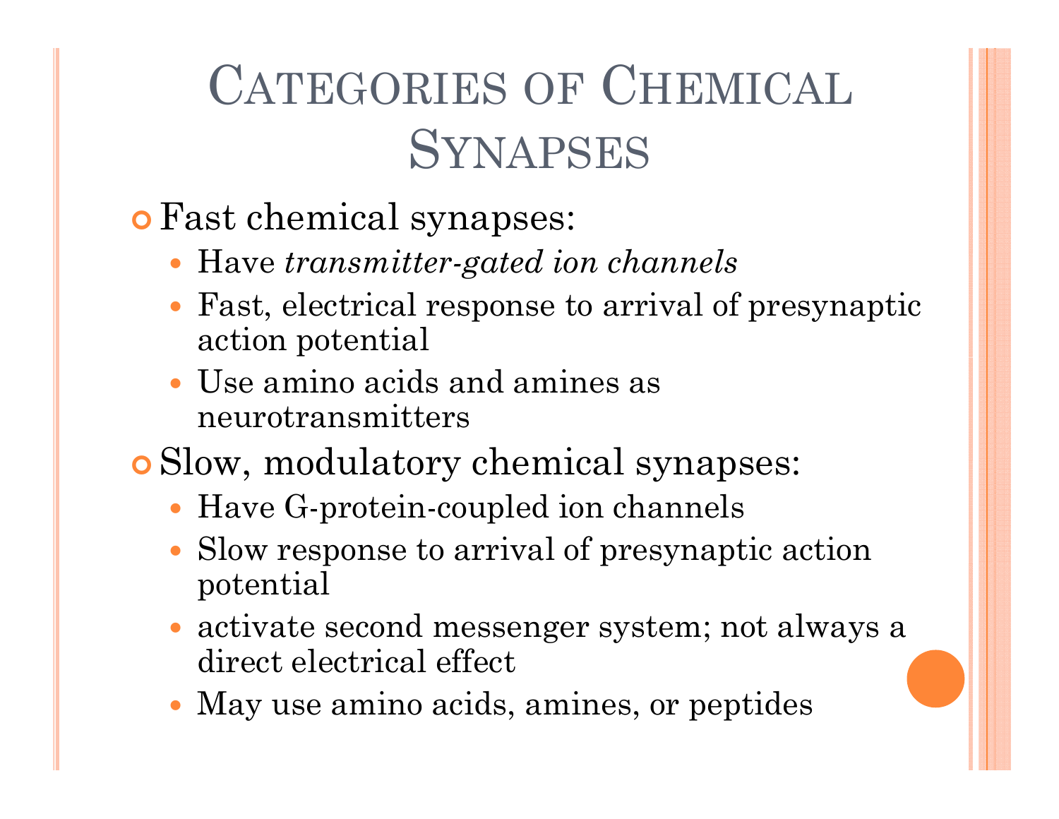# Categories of Chemical Synapses

- Fast chemical synapses:
  - Have *transmitter-gated ion channels*
  - Fast, electrical response to arrival of presynaptic action potential
  - Use amino acids and amines as neurotransmitters
- Slow, modulatory chemical synapses:
  - Have G-protein-coupled ion channels
  - Slow response to arrival of presynaptic action potential
  - activate second messenger system; not always a direct electrical effect
  - May use amino acids, amines, or peptides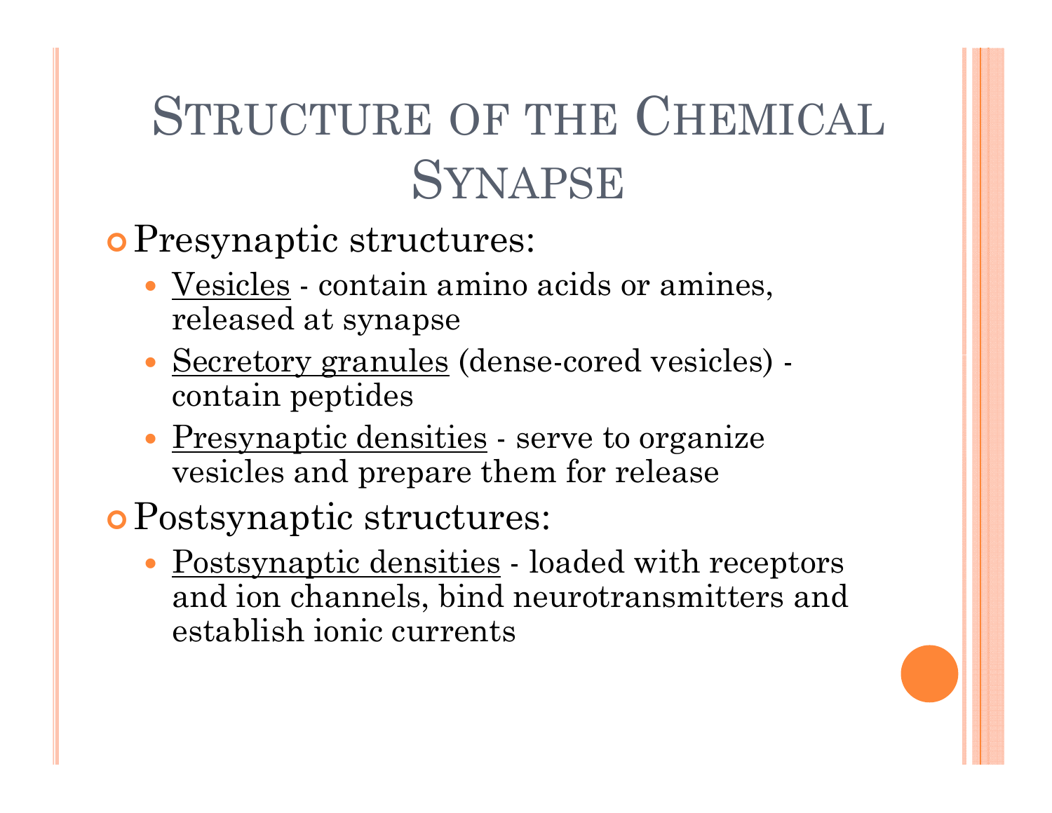# Structure of the Chemical Synapse

- Presynaptic structures:
  - Vesicles - contain amino acids or amines, released at synapse
  - Secretory granules (dense-cored vesicles) - contain peptides
  - Presynaptic densities - serve to organize vesicles and prepare them for release
- Postsynaptic structures:
  - Postsynaptic densities - loaded with receptors and ion channels, bind neurotransmitters and establish ionic currents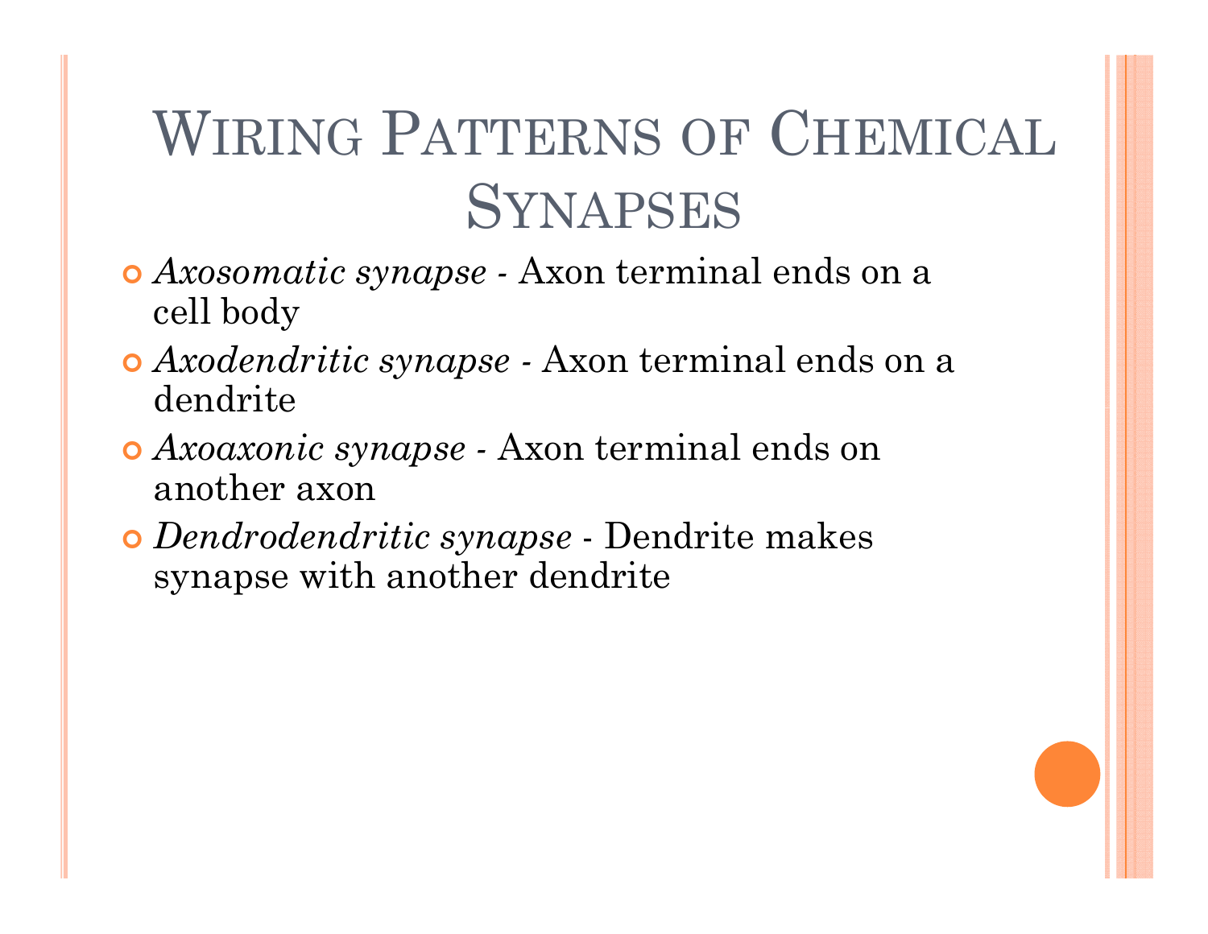# Wiring Patterns of Chemical Synapses

- *Axosomatic synapse* - Axon terminal ends on a cell body
- *Axodendritic synapse* - Axon terminal ends on a dendrite
- *Axoaxonic synapse* - Axon terminal ends on another axon
- *Dendrodendritic synapse* - Dendrite makes synapse with another dendrite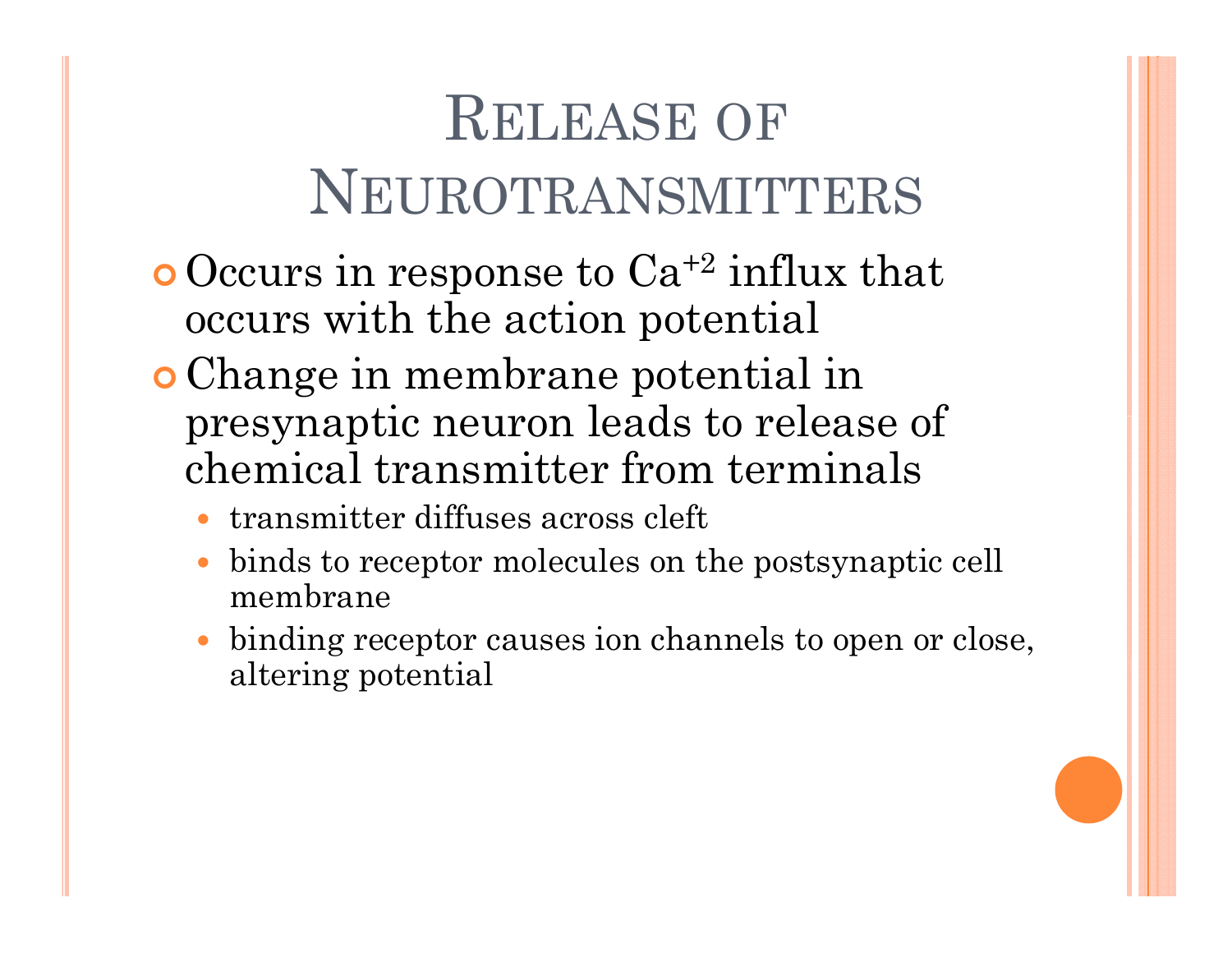# Release of Neurotransmitters

- Occurs in response to $Ca^{+2}$ influx that occurs with the action potential
- Change in membrane potential in presynaptic neuron leads to release of chemical transmitter from terminals
  - transmitter diffuses across cleft
  - binds to receptor molecules on the postsynaptic cell membrane
  - binding receptor causes ion channels to open or close, altering potential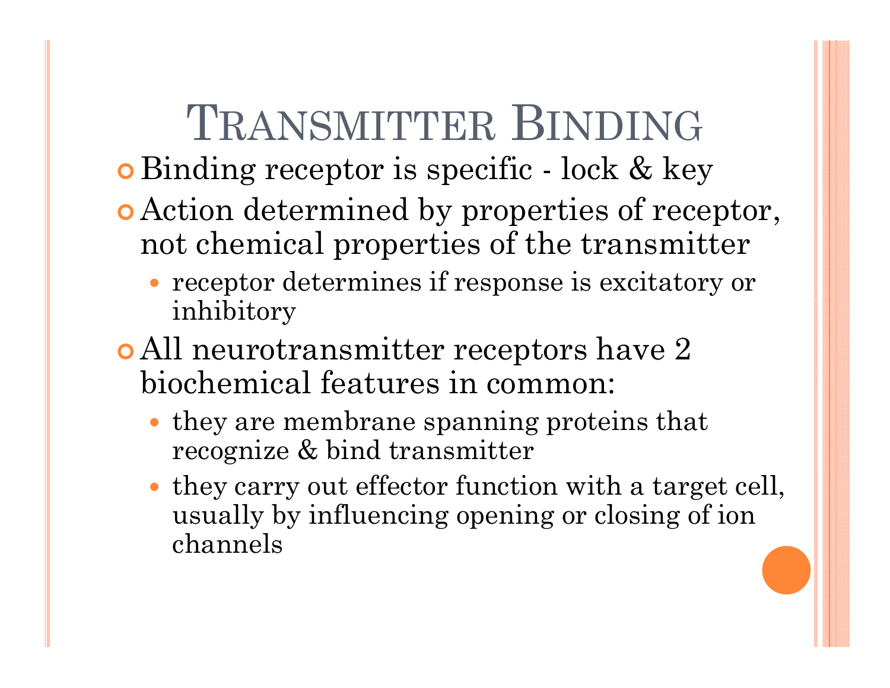# Transmitter Binding

- Binding receptor is specific - lock & key
- Action determined by properties of receptor, not chemical properties of the transmitter
  - receptor determines if response is excitatory or inhibitory
- All neurotransmitter receptors have 2 biochemical features in common:
  - they are membrane spanning proteins that recognize & bind transmitter
  - they carry out effector function with a target cell, usually by influencing opening or closing of ion channels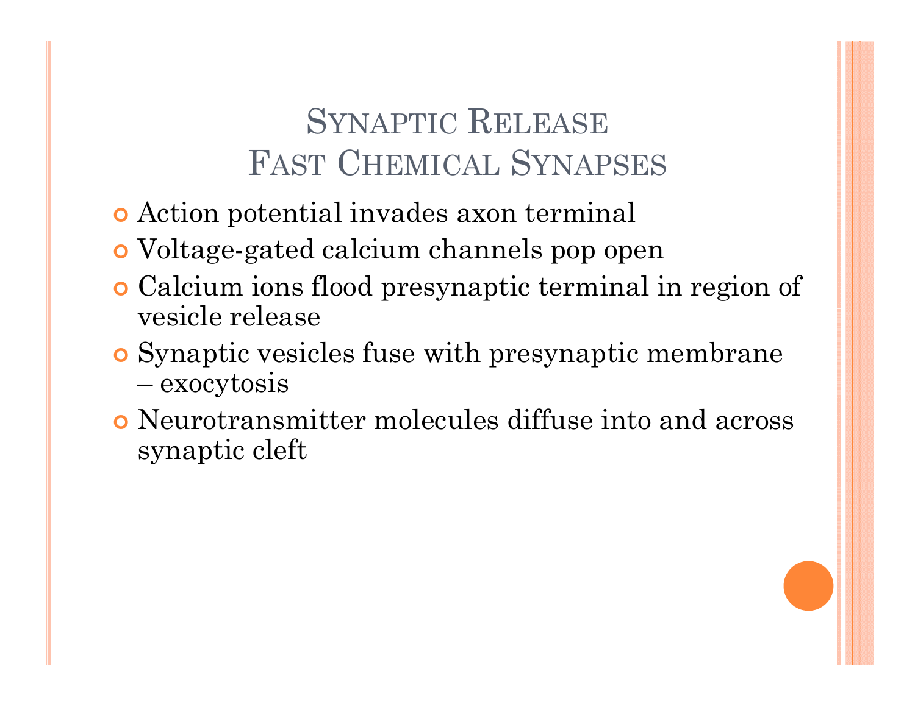# Synaptic Release
## Fast Chemical Synapses

- Action potential invades axon terminal
- Voltage-gated calcium channels pop open
- Calcium ions flood presynaptic terminal in region of vesicle release
- Synaptic vesicles fuse with presynaptic membrane – exocytosis
- Neurotransmitter molecules diffuse into and across synaptic cleft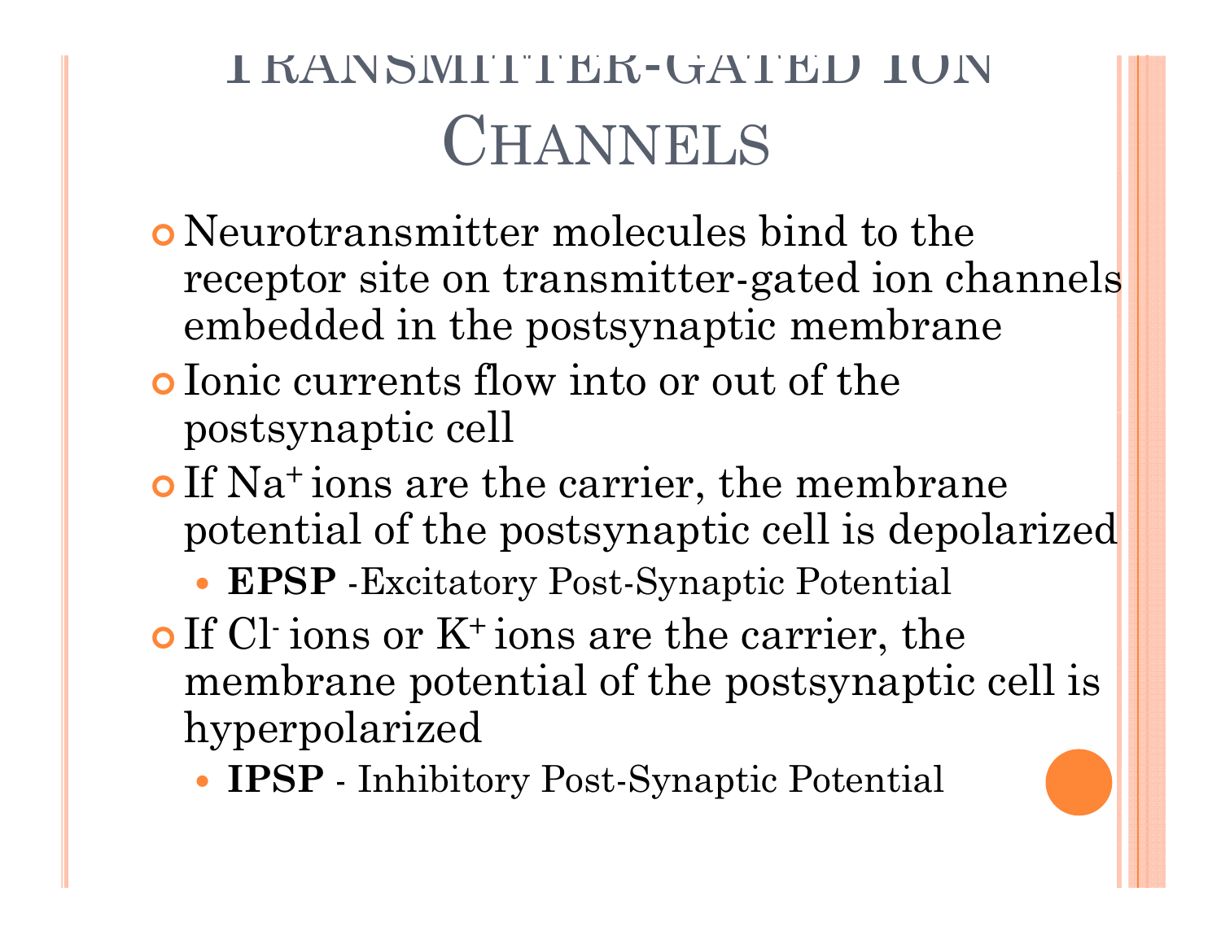# Transmitter-Gated Ion Channels

- Neurotransmitter molecules bind to the receptor site on transmitter-gated ion channels embedded in the postsynaptic membrane
- Ionic currents flow into or out of the postsynaptic cell
- If $Na^+$ ions are the carrier, the membrane potential of the postsynaptic cell is depolarized
  - **EPSP** -Excitatory Post-Synaptic Potential
- If $Cl^-$ ions or $K^+$ ions are the carrier, the membrane potential of the postsynaptic cell is hyperpolarized
  - **IPSP** - Inhibitory Post-Synaptic Potential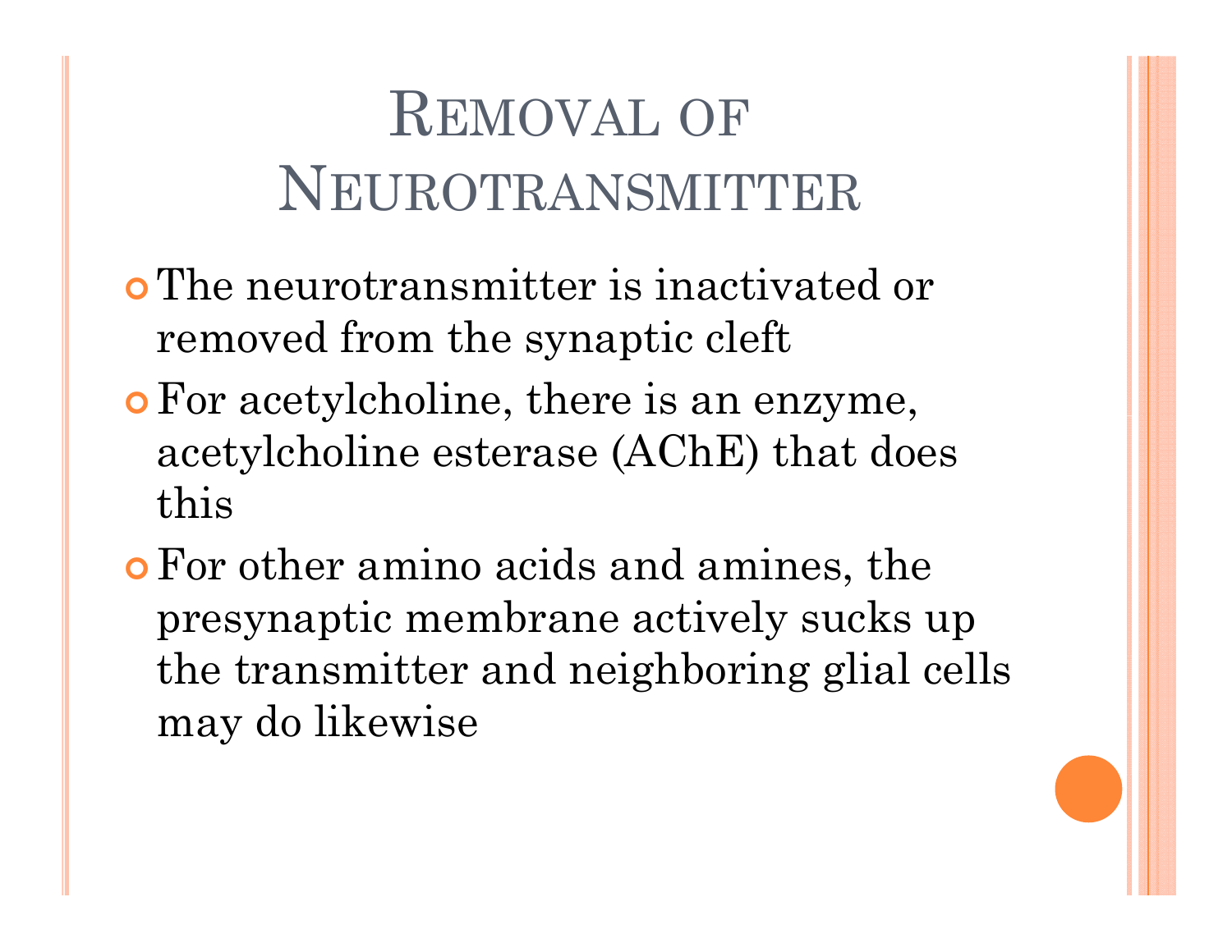# Removal of Neurotransmitter

- The neurotransmitter is inactivated or removed from the synaptic cleft
- For acetylcholine, there is an enzyme, acetylcholine esterase (AChE) that does this
- For other amino acids and amines, the presynaptic membrane actively sucks up the transmitter and neighboring glial cells may do likewise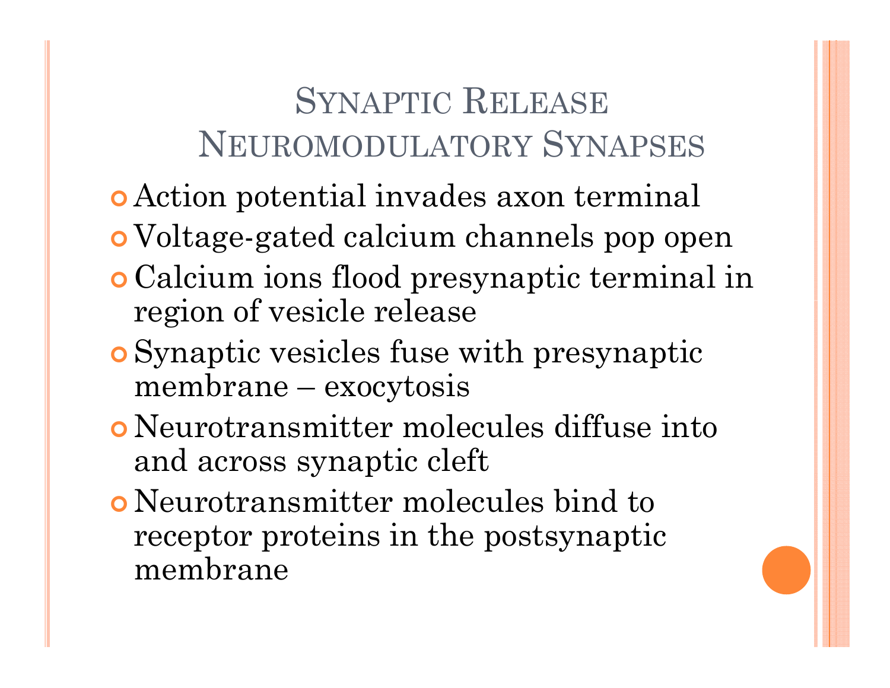# Synaptic Release
## Neuromodulatory Synapses

- Action potential invades axon terminal
- Voltage-gated calcium channels pop open
- Calcium ions flood presynaptic terminal in region of vesicle release
- Synaptic vesicles fuse with presynaptic membrane – exocytosis
- Neurotransmitter molecules diffuse into and across synaptic cleft
- Neurotransmitter molecules bind to receptor proteins in the postsynaptic membrane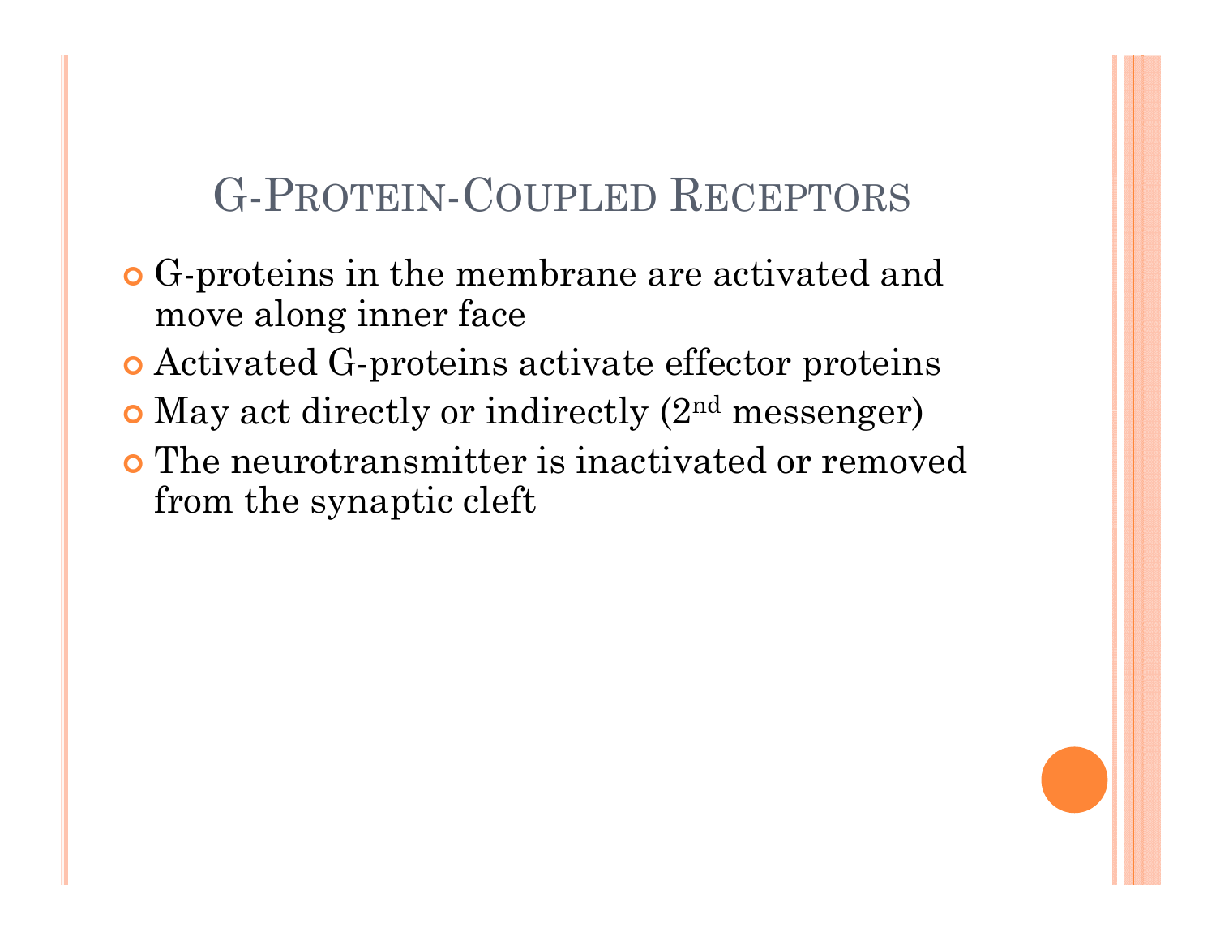# G-Protein-Coupled Receptors

- G-proteins in the membrane are activated and move along inner face
- Activated G-proteins activate effector proteins
- May act directly or indirectly (2nd messenger)
- The neurotransmitter is inactivated or removed from the synaptic cleft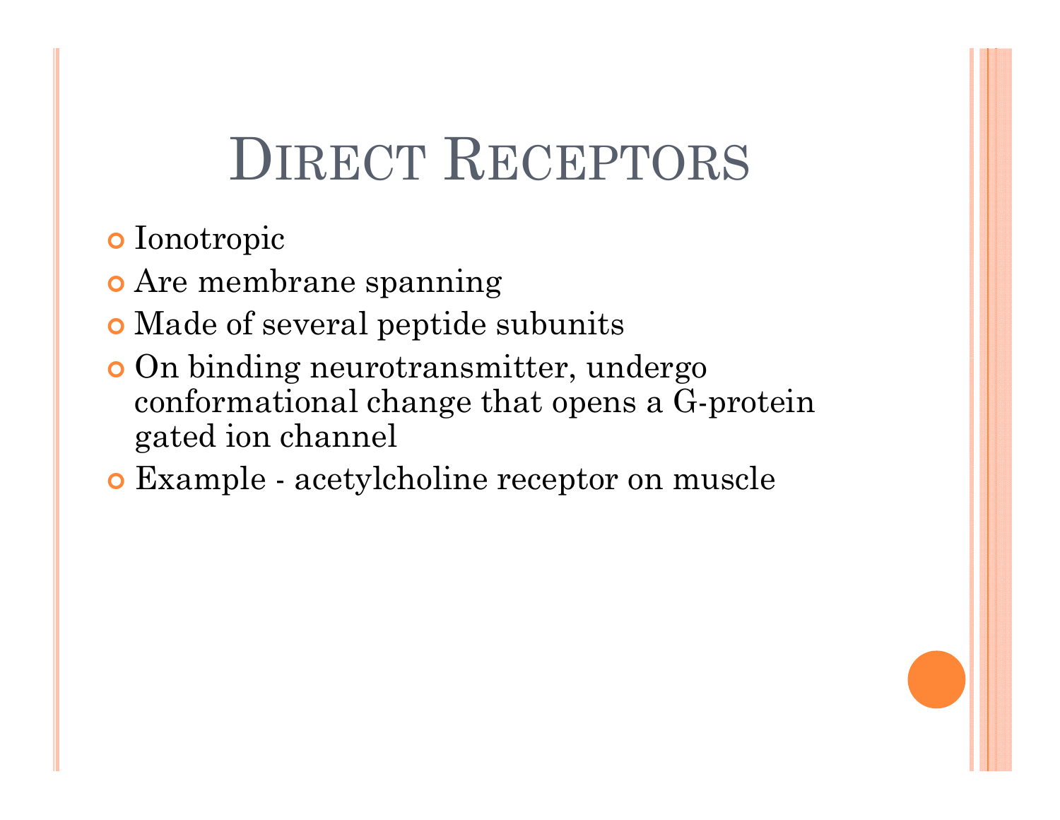# Direct Receptors

- Ionotropic
- Are membrane spanning
- Made of several peptide subunits
- On binding neurotransmitter, undergo conformational change that opens a G-protein gated ion channel
- Example - acetylcholine receptor on muscle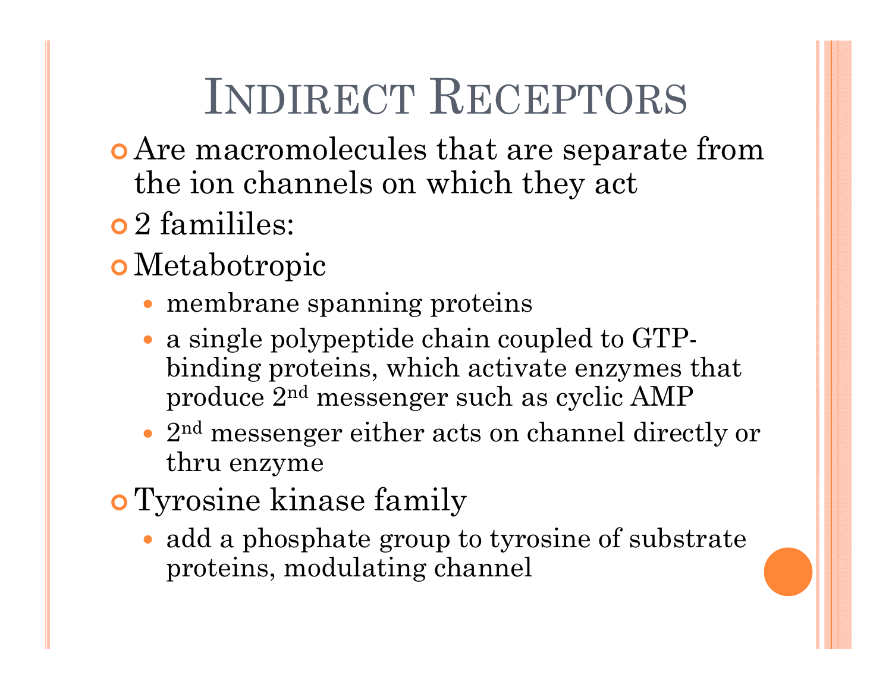# Indirect Receptors

- Are macromolecules that are separate from the ion channels on which they act
- 2 famililes:
- Metabotropic
  - membrane spanning proteins
  - a single polypeptide chain coupled to GTP-binding proteins, which activate enzymes that produce 2nd messenger such as cyclic AMP
  - 2nd messenger either acts on channel directly or thru enzyme
- Tyrosine kinase family
  - add a phosphate group to tyrosine of substrate proteins, modulating channel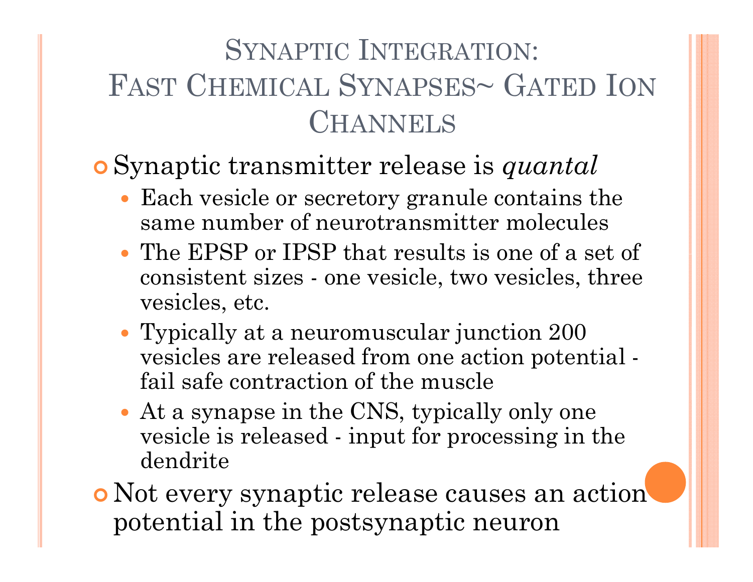# Synaptic Integration: Fast Chemical Synapses~ Gated Ion Channels

- Synaptic transmitter release is *quantal*
  - Each vesicle or secretory granule contains the same number of neurotransmitter molecules
  - The EPSP or IPSP that results is one of a set of consistent sizes - one vesicle, two vesicles, three vesicles, etc.
  - Typically at a neuromuscular junction 200 vesicles are released from one action potential - fail safe contraction of the muscle
  - At a synapse in the CNS, typically only one vesicle is released - input for processing in the dendrite
- Not every synaptic release causes an action potential in the postsynaptic neuron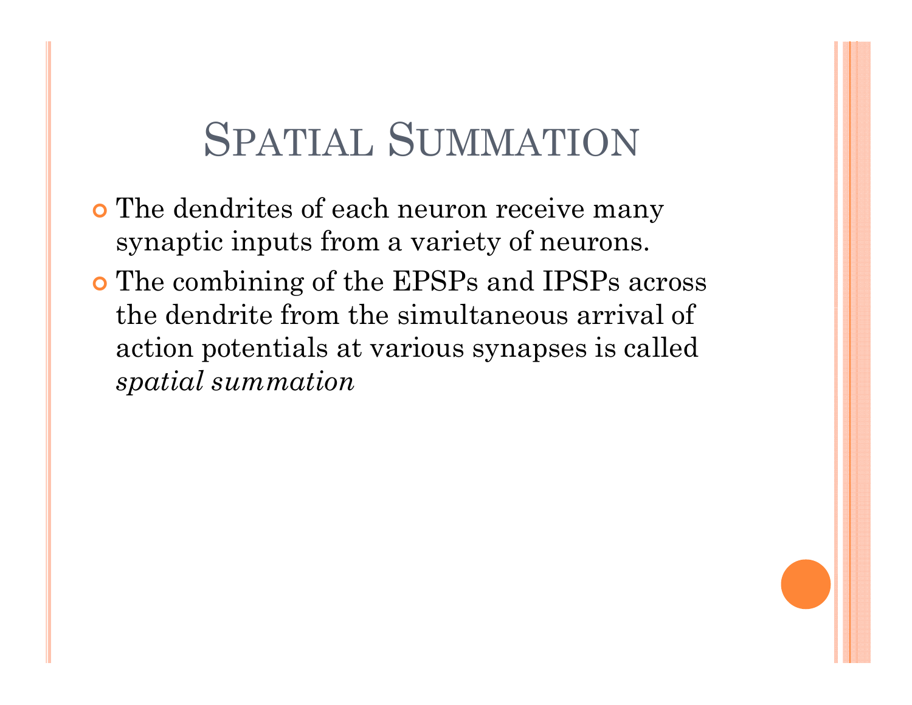# Spatial Summation

- The dendrites of each neuron receive many synaptic inputs from a variety of neurons.
- The combining of the EPSPs and IPSPs across the dendrite from the simultaneous arrival of action potentials at various synapses is called *spatial summation*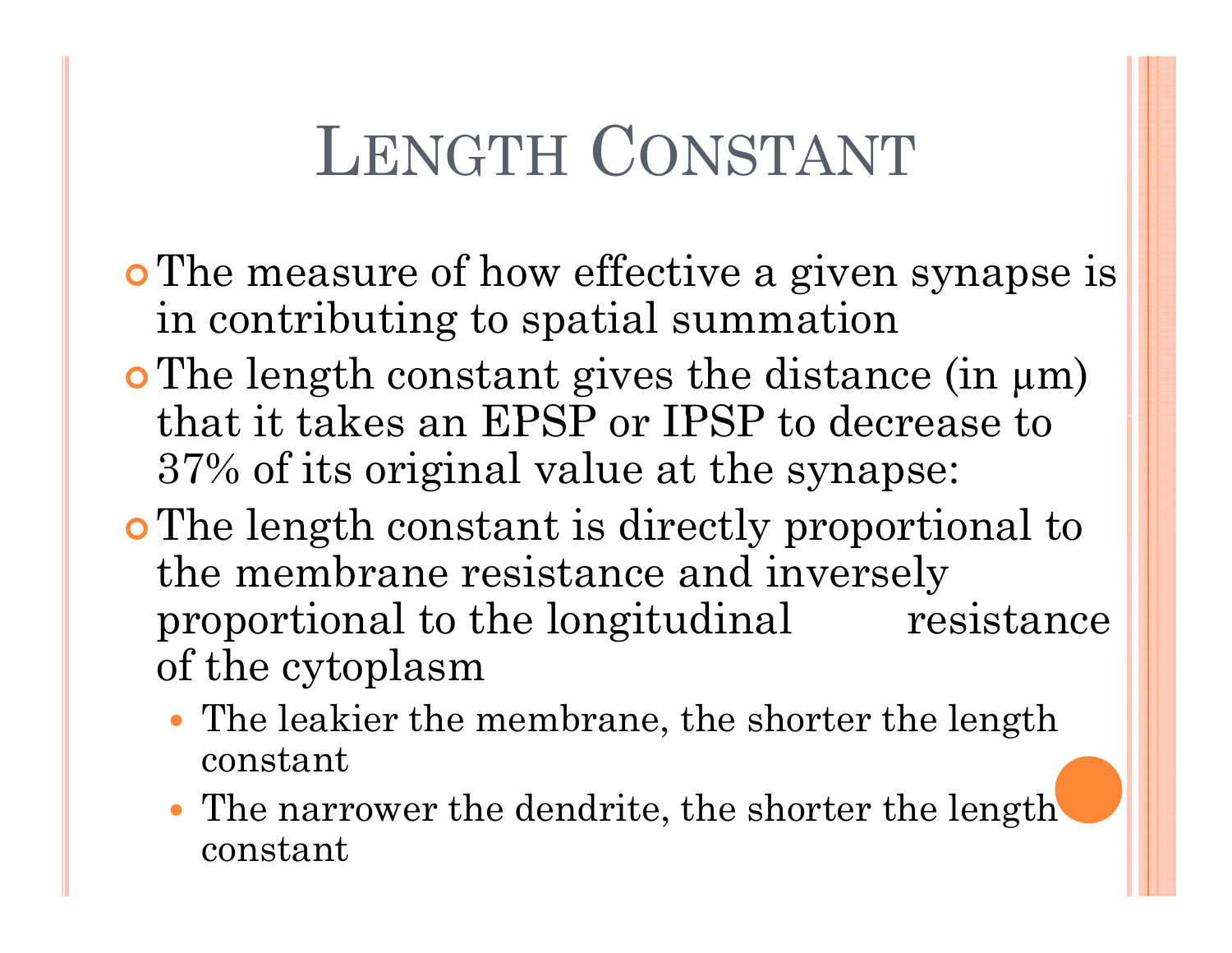# Length Constant

- The measure of how effective a given synapse is in contributing to spatial summation
- The length constant gives the distance (in μm) that it takes an EPSP or IPSP to decrease to 37% of its original value at the synapse:
- The length constant is directly proportional to the membrane resistance and inversely proportional to the longitudinal resistance of the cytoplasm
  - The leakier the membrane, the shorter the length constant
  - The narrower the dendrite, the shorter the length constant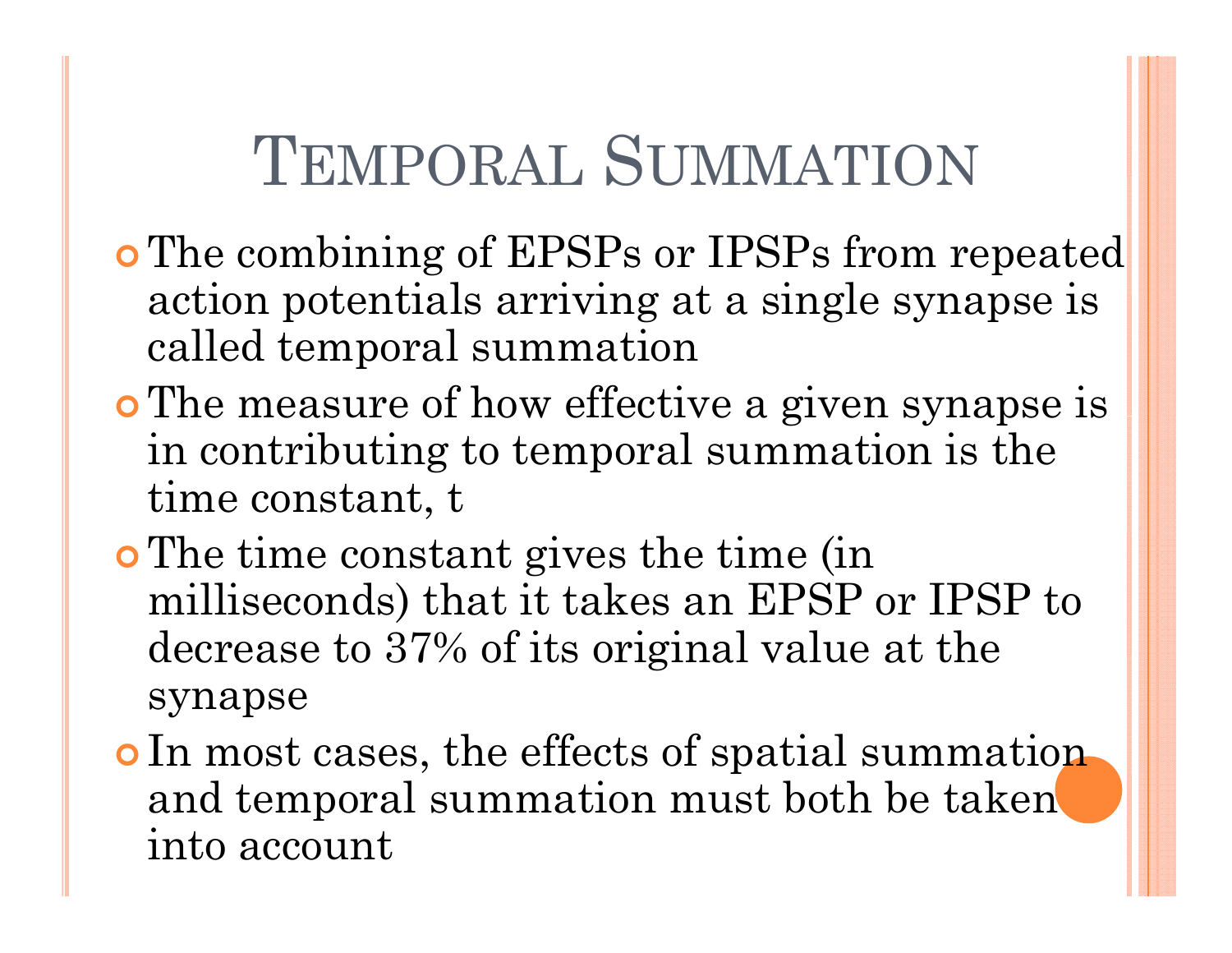# Temporal Summation

- The combining of EPSPs or IPSPs from repeated action potentials arriving at a single synapse is called temporal summation
- The measure of how effective a given synapse is in contributing to temporal summation is the time constant, t
- The time constant gives the time (in milliseconds) that it takes an EPSP or IPSP to decrease to 37% of its original value at the synapse
- In most cases, the effects of spatial summation and temporal summation must both be taken into account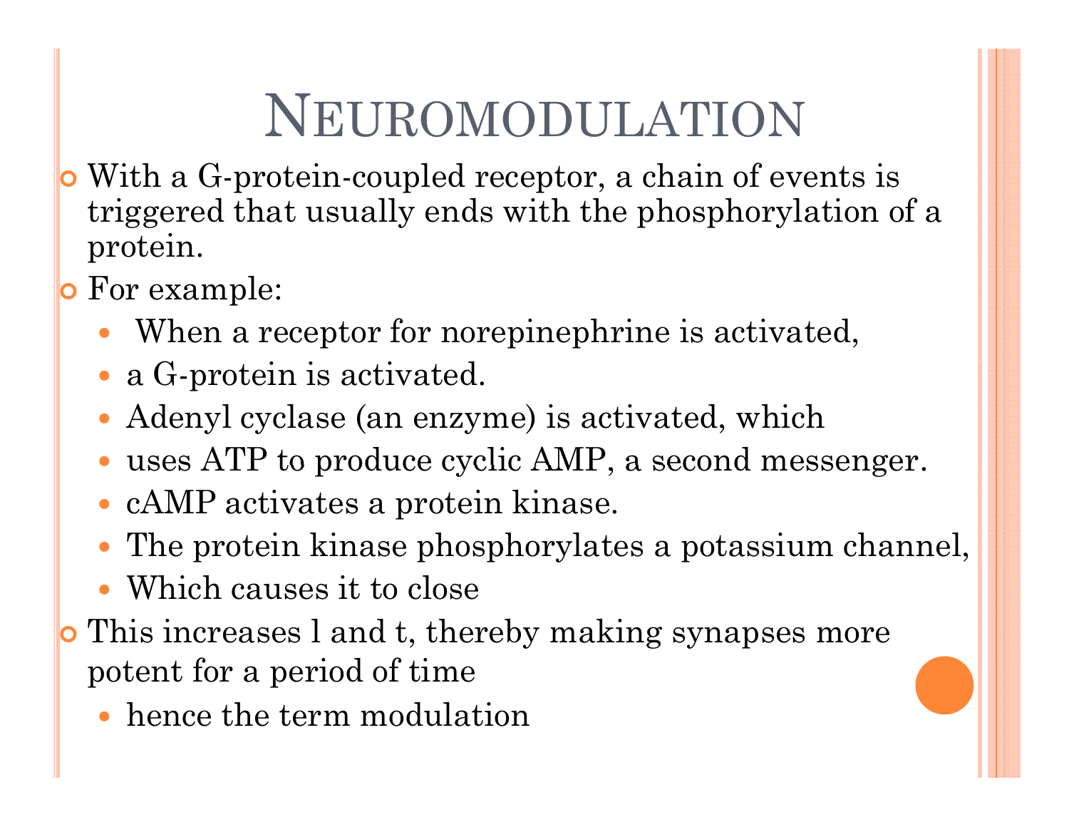# Neuromodulation

- With a G-protein-coupled receptor, a chain of events is triggered that usually ends with the phosphorylation of a protein.
- For example:
  - When a receptor for norepinephrine is activated,
  - a G-protein is activated.
  - Adenyl cyclase (an enzyme) is activated, which
  - uses ATP to produce cyclic AMP, a second messenger.
  - cAMP activates a protein kinase.
  - The protein kinase phosphorylates a potassium channel,
  - Which causes it to close
- This increases l and t, thereby making synapses more potent for a period of time
  - hence the term modulation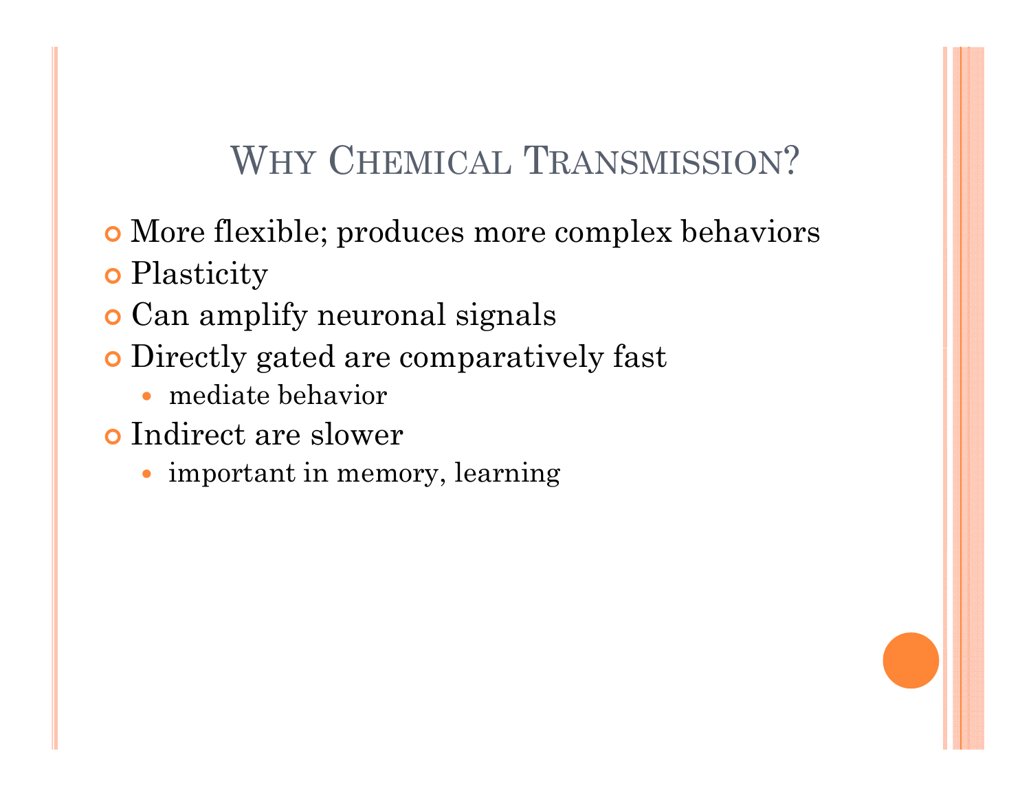# Why Chemical Transmission?

- More flexible; produces more complex behaviors
- Plasticity
- Can amplify neuronal signals
- Directly gated are comparatively fast
  - mediate behavior
- Indirect are slower
  - important in memory, learning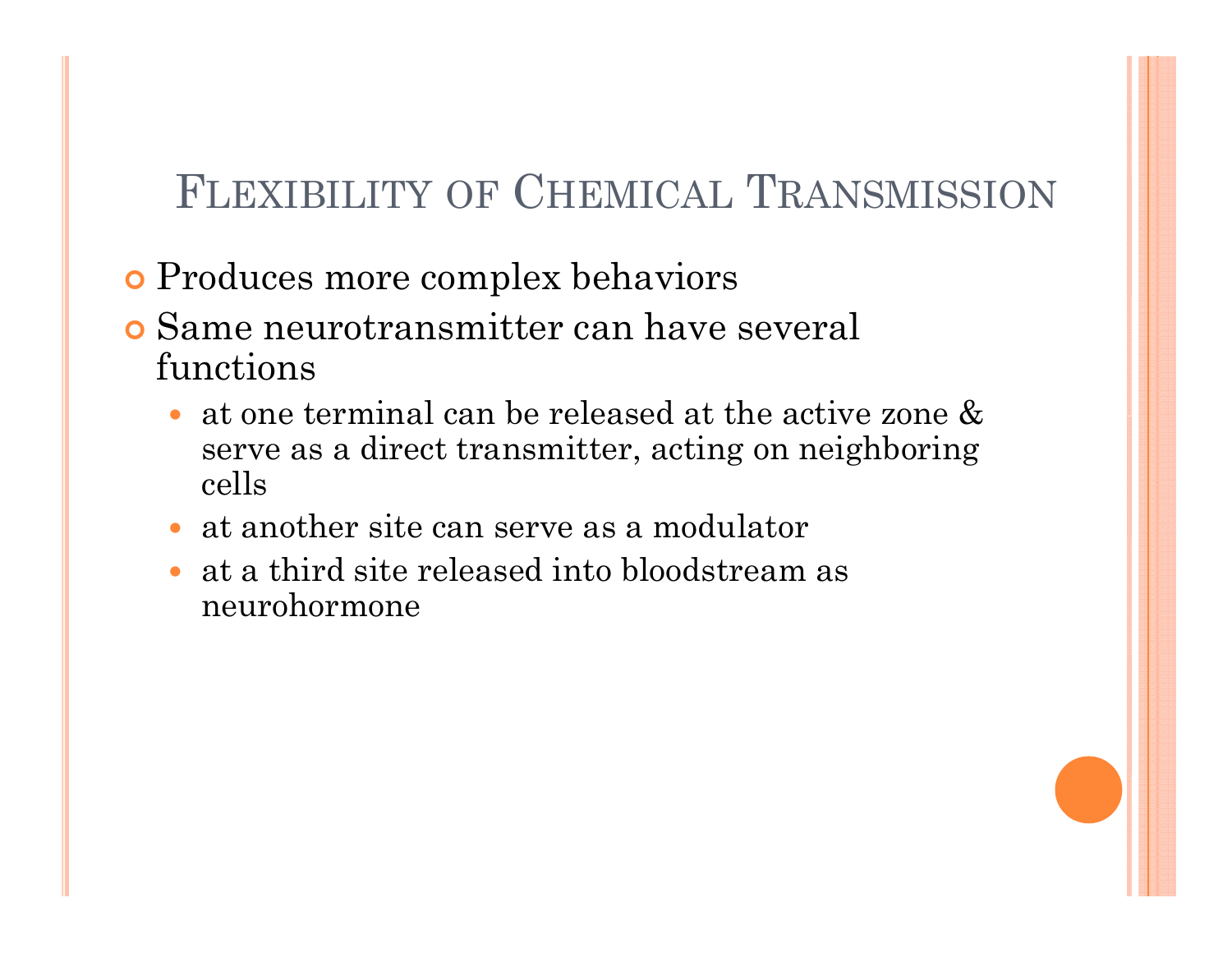# Flexibility of Chemical Transmission

- Produces more complex behaviors
- Same neurotransmitter can have several functions
  - at one terminal can be released at the active zone & serve as a direct transmitter, acting on neighboring cells
  - at another site can serve as a modulator
  - at a third site released into bloodstream as neurohormone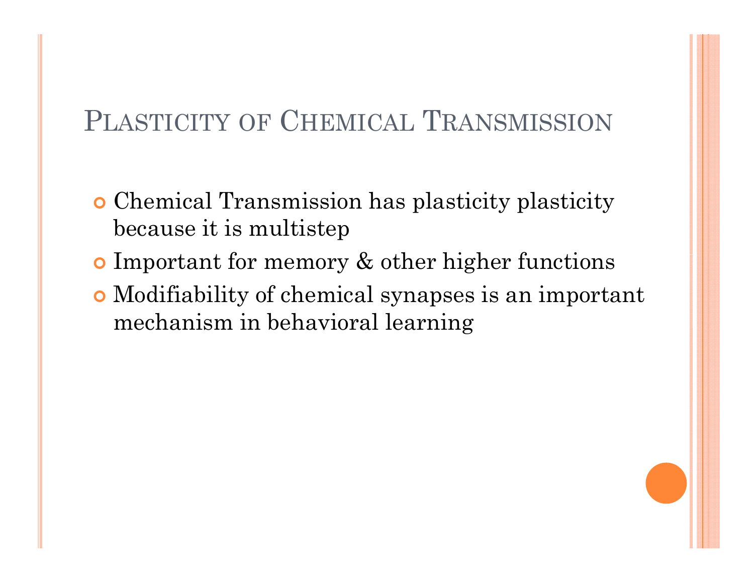# Plasticity of Chemical Transmission

- Chemical Transmission has plasticity plasticity because it is multistep
- Important for memory & other higher functions
- Modifiability of chemical synapses is an important mechanism in behavioral learning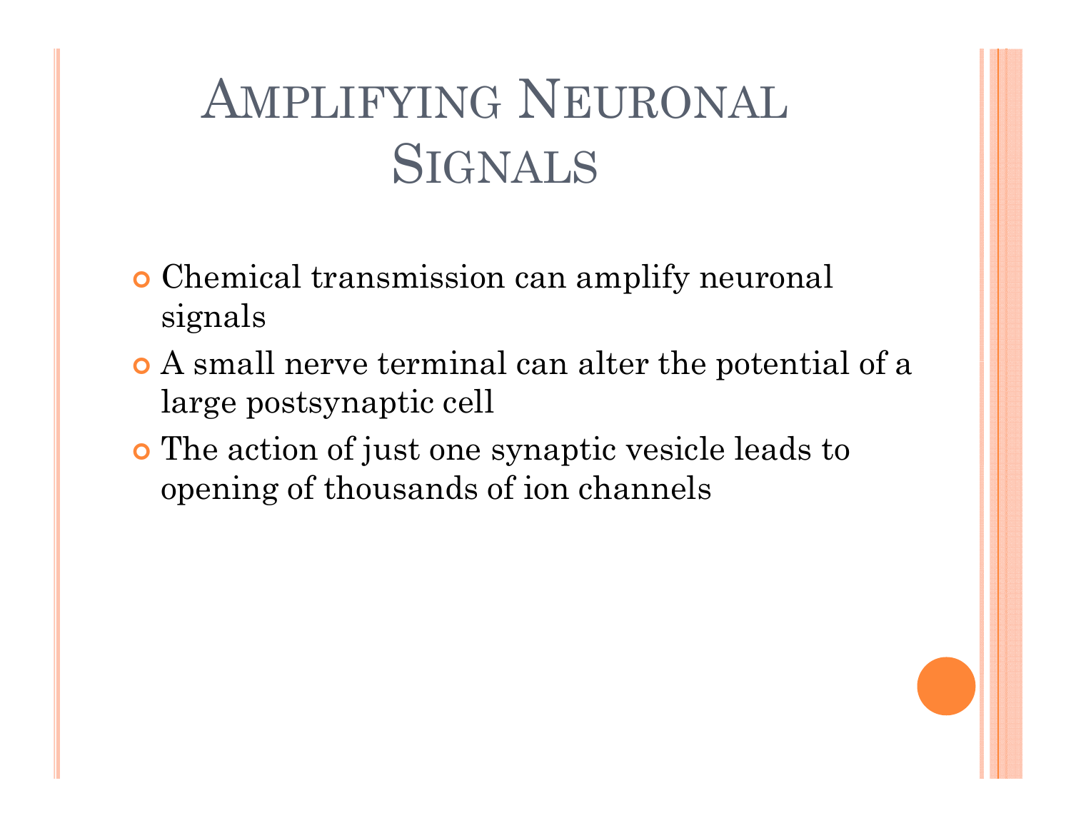# Amplifying Neuronal Signals

- Chemical transmission can amplify neuronal signals
- A small nerve terminal can alter the potential of a large postsynaptic cell
- The action of just one synaptic vesicle leads to opening of thousands of ion channels